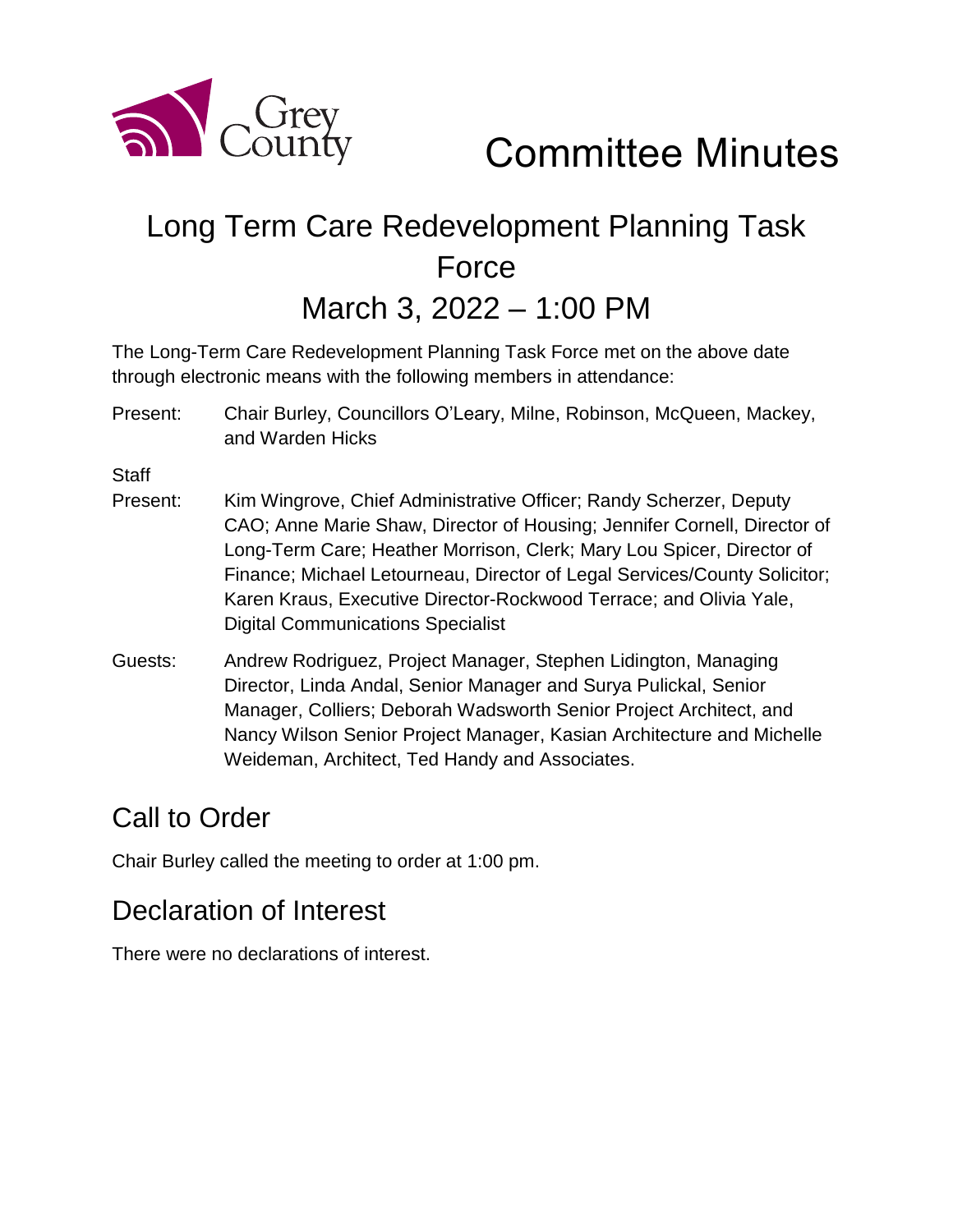# Committee Minutes

## Long Term Care Redevelopment Planning Task Force

## March 3, 2022 – 1:00 PM

The Long-Term Care Redevelopment Planning Task Force met on the above date through electronic means with the following members in attendance:

Present: Chair Burley, Councillors O'Leary, Milne, Robinson, McQueen, Mackey, and Warden Hicks

Staff Present: Kim Wingrove, Chief Administrative Officer; Randy Scherzer, Deputy CAO; Anne Marie Shaw, Director of Housing; Jennifer Cornell, Director of Long-Term Care; Heather Morrison, Clerk; Mary Lou Spicer, Director of Finance; Michael Letourneau, Director of Legal Services/County Solicitor; Karen Kraus, Executive Director-Rockwood Terrace; and Olivia Yale, Digital Communications Specialist

Guests: Andrew Rodriguez, Project Manager, Stephen Lidington, Managing Director, Linda Andal, Senior Manager and Surya Pulickal, Senior Manager, Colliers; Deborah Wadsworth Senior Project Architect, and Nancy Wilson Senior Project Manager, Kasian Architecture and Michelle Weideman, Architect, Ted Handy and Associates.

## Call to Order

Chair Burley called the meeting to order at 1:00 pm.

## Declaration of Interest

There were no declarations of interest.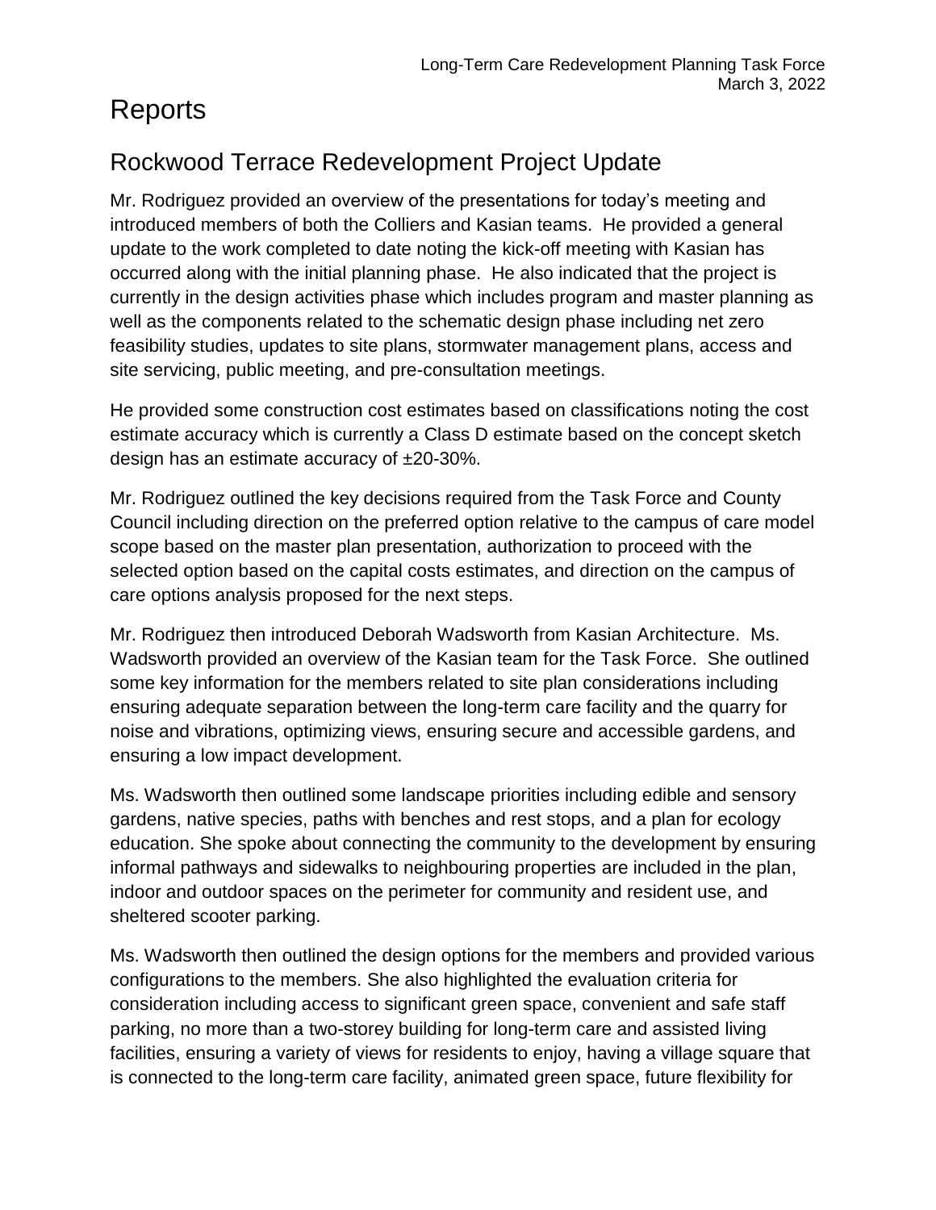# Reports

## Rockwood Terrace Redevelopment Project Update

Mr. Rodriguez provided an overview of the presentations for today's meeting and introduced members of both the Colliers and Kasian teams. He provided a general update to the work completed to date noting the kick-off meeting with Kasian has occurred along with the initial planning phase. He also indicated that the project is currently in the design activities phase which includes program and master planning as well as the components related to the schematic design phase including net zero feasibility studies, updates to site plans, stormwater management plans, access and site servicing, public meeting, and pre-consultation meetings.

He provided some construction cost estimates based on classifications noting the cost estimate accuracy which is currently a Class D estimate based on the concept sketch design has an estimate accuracy of ±20-30%.

Mr. Rodriguez outlined the key decisions required from the Task Force and County Council including direction on the preferred option relative to the campus of care model scope based on the master plan presentation, authorization to proceed with the selected option based on the capital costs estimates, and direction on the campus of care options analysis proposed for the next steps.

Mr. Rodriguez then introduced Deborah Wadsworth from Kasian Architecture. Ms. Wadsworth provided an overview of the Kasian team for the Task Force. She outlined some key information for the members related to site plan considerations including ensuring adequate separation between the long-term care facility and the quarry for noise and vibrations, optimizing views, ensuring secure and accessible gardens, and ensuring a low impact development.

Ms. Wadsworth then outlined some landscape priorities including edible and sensory gardens, native species, paths with benches and rest stops, and a plan for ecology education. She spoke about connecting the community to the development by ensuring informal pathways and sidewalks to neighbouring properties are included in the plan, indoor and outdoor spaces on the perimeter for community and resident use, and sheltered scooter parking.

Ms. Wadsworth then outlined the design options for the members and provided various configurations to the members. She also highlighted the evaluation criteria for consideration including access to significant green space, convenient and safe staff parking, no more than a two-storey building for long-term care and assisted living facilities, ensuring a variety of views for residents to enjoy, having a village square that is connected to the long-term care facility, animated green space, future flexibility for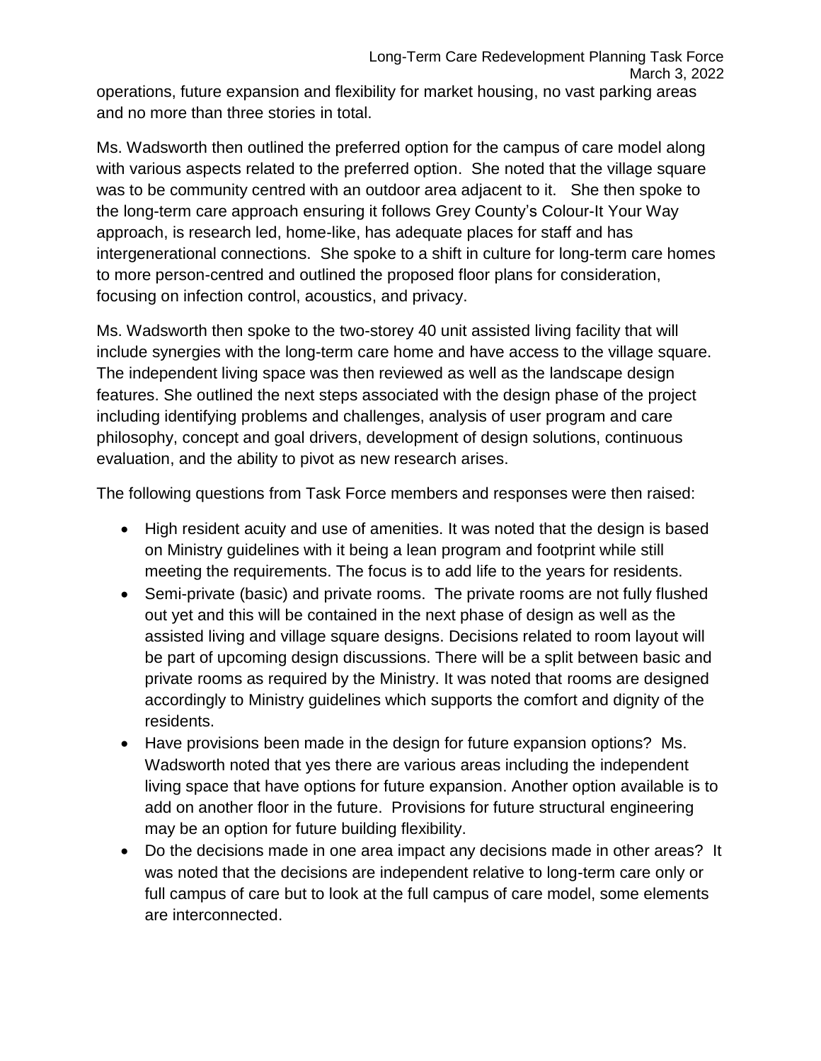operations, future expansion and flexibility for market housing, no vast parking areas and no more than three stories in total.

Ms. Wadsworth then outlined the preferred option for the campus of care model along with various aspects related to the preferred option. She noted that the village square was to be community centred with an outdoor area adjacent to it. She then spoke to the long-term care approach ensuring it follows Grey County's Colour-It Your Way approach, is research led, home-like, has adequate places for staff and has intergenerational connections. She spoke to a shift in culture for long-term care homes to more person-centred and outlined the proposed floor plans for consideration, focusing on infection control, acoustics, and privacy.

Ms. Wadsworth then spoke to the two-storey 40 unit assisted living facility that will include synergies with the long-term care home and have access to the village square. The independent living space was then reviewed as well as the landscape design features. She outlined the next steps associated with the design phase of the project including identifying problems and challenges, analysis of user program and care philosophy, concept and goal drivers, development of design solutions, continuous evaluation, and the ability to pivot as new research arises.

The following questions from Task Force members and responses were then raised:

- High resident acuity and use of amenities. It was noted that the design is based on Ministry guidelines with it being a lean program and footprint while still meeting the requirements. The focus is to add life to the years for residents.
- Semi-private (basic) and private rooms. The private rooms are not fully flushed out yet and this will be contained in the next phase of design as well as the assisted living and village square designs. Decisions related to room layout will be part of upcoming design discussions. There will be a split between basic and private rooms as required by the Ministry. It was noted that rooms are designed accordingly to Ministry guidelines which supports the comfort and dignity of the residents.
- Have provisions been made in the design for future expansion options? Ms. Wadsworth noted that yes there are various areas including the independent living space that have options for future expansion. Another option available is to add on another floor in the future. Provisions for future structural engineering may be an option for future building flexibility.
- Do the decisions made in one area impact any decisions made in other areas? It was noted that the decisions are independent relative to long-term care only or full campus of care but to look at the full campus of care model, some elements are interconnected.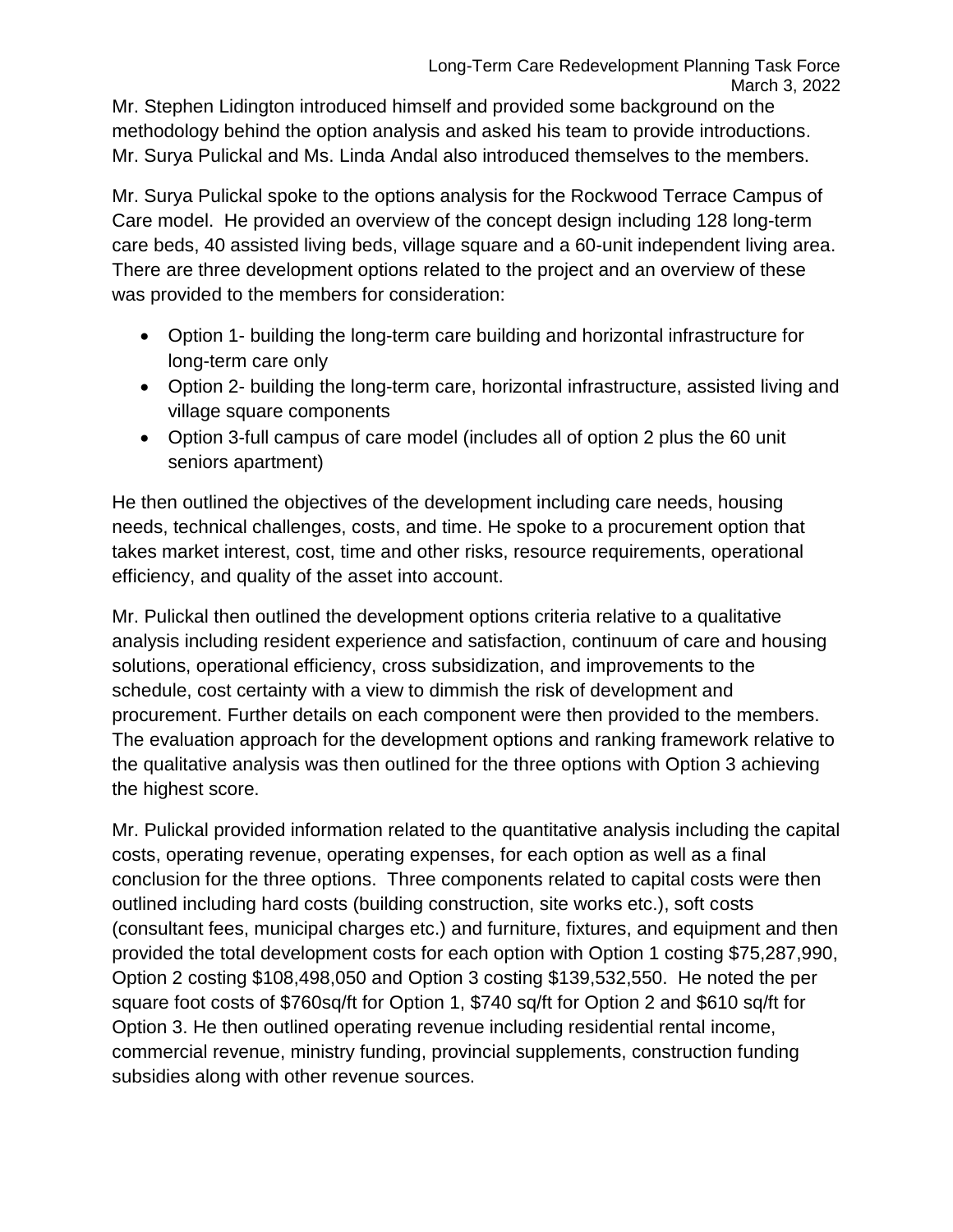Mr. Stephen Lidington introduced himself and provided some background on the methodology behind the option analysis and asked his team to provide introductions. Mr. Surya Pulickal and Ms. Linda Andal also introduced themselves to the members.

Mr. Surya Pulickal spoke to the options analysis for the Rockwood Terrace Campus of Care model. He provided an overview of the concept design including 128 long-term care beds, 40 assisted living beds, village square and a 60-unit independent living area. There are three development options related to the project and an overview of these was provided to the members for consideration:

- Option 1- building the long-term care building and horizontal infrastructure for long-term care only
- Option 2- building the long-term care, horizontal infrastructure, assisted living and village square components
- Option 3-full campus of care model (includes all of option 2 plus the 60 unit seniors apartment)

He then outlined the objectives of the development including care needs, housing needs, technical challenges, costs, and time. He spoke to a procurement option that takes market interest, cost, time and other risks, resource requirements, operational efficiency, and quality of the asset into account.

Mr. Pulickal then outlined the development options criteria relative to a qualitative analysis including resident experience and satisfaction, continuum of care and housing solutions, operational efficiency, cross subsidization, and improvements to the schedule, cost certainty with a view to dimmish the risk of development and procurement. Further details on each component were then provided to the members. The evaluation approach for the development options and ranking framework relative to the qualitative analysis was then outlined for the three options with Option 3 achieving the highest score.

Mr. Pulickal provided information related to the quantitative analysis including the capital costs, operating revenue, operating expenses, for each option as well as a final conclusion for the three options. Three components related to capital costs were then outlined including hard costs (building construction, site works etc.), soft costs (consultant fees, municipal charges etc.) and furniture, fixtures, and equipment and then provided the total development costs for each option with Option 1 costing $75,287,990, Option 2 costing $108,498,050 and Option 3 costing $139,532,550. He noted the per square foot costs of $760sq/ft for Option 1, $740 sq/ft for Option 2 and $610 sq/ft for Option 3. He then outlined operating revenue including residential rental income, commercial revenue, ministry funding, provincial supplements, construction funding subsidies along with other revenue sources.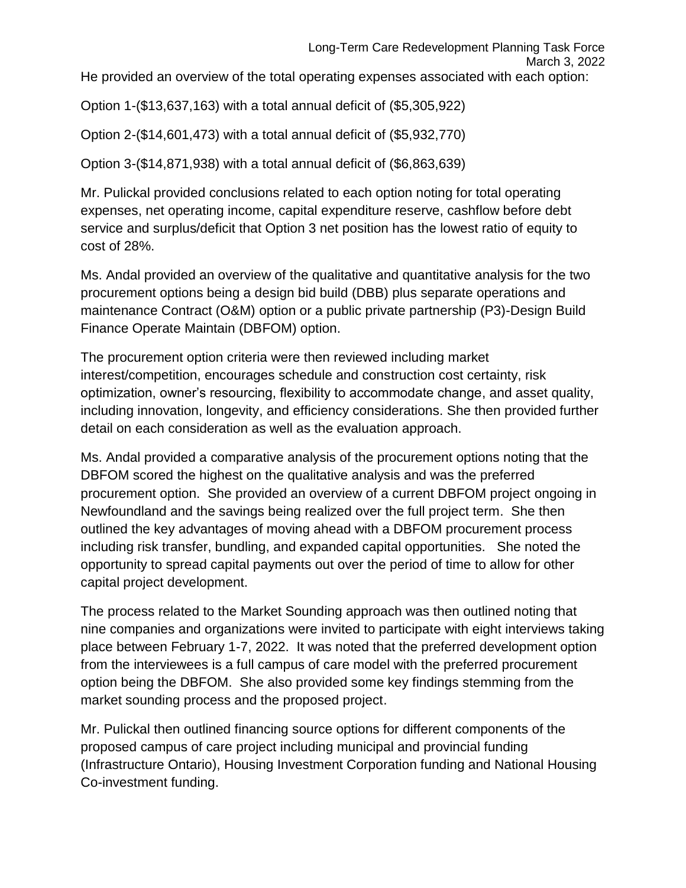He provided an overview of the total operating expenses associated with each option:

Option 1-($13,637,163) with a total annual deficit of ($5,305,922)

Option 2-($14,601,473) with a total annual deficit of ($5,932,770)

Option 3-($14,871,938) with a total annual deficit of ($6,863,639)

Mr. Pulickal provided conclusions related to each option noting for total operating expenses, net operating income, capital expenditure reserve, cashflow before debt service and surplus/deficit that Option 3 net position has the lowest ratio of equity to cost of 28%.

Ms. Andal provided an overview of the qualitative and quantitative analysis for the two procurement options being a design bid build (DBB) plus separate operations and maintenance Contract (O&M) option or a public private partnership (P3)-Design Build Finance Operate Maintain (DBFOM) option.

The procurement option criteria were then reviewed including market interest/competition, encourages schedule and construction cost certainty, risk optimization, owner's resourcing, flexibility to accommodate change, and asset quality, including innovation, longevity, and efficiency considerations. She then provided further detail on each consideration as well as the evaluation approach.

Ms. Andal provided a comparative analysis of the procurement options noting that the DBFOM scored the highest on the qualitative analysis and was the preferred procurement option. She provided an overview of a current DBFOM project ongoing in Newfoundland and the savings being realized over the full project term. She then outlined the key advantages of moving ahead with a DBFOM procurement process including risk transfer, bundling, and expanded capital opportunities. She noted the opportunity to spread capital payments out over the period of time to allow for other capital project development.

The process related to the Market Sounding approach was then outlined noting that nine companies and organizations were invited to participate with eight interviews taking place between February 1-7, 2022. It was noted that the preferred development option from the interviewees is a full campus of care model with the preferred procurement option being the DBFOM. She also provided some key findings stemming from the market sounding process and the proposed project.

Mr. Pulickal then outlined financing source options for different components of the proposed campus of care project including municipal and provincial funding (Infrastructure Ontario), Housing Investment Corporation funding and National Housing Co-investment funding.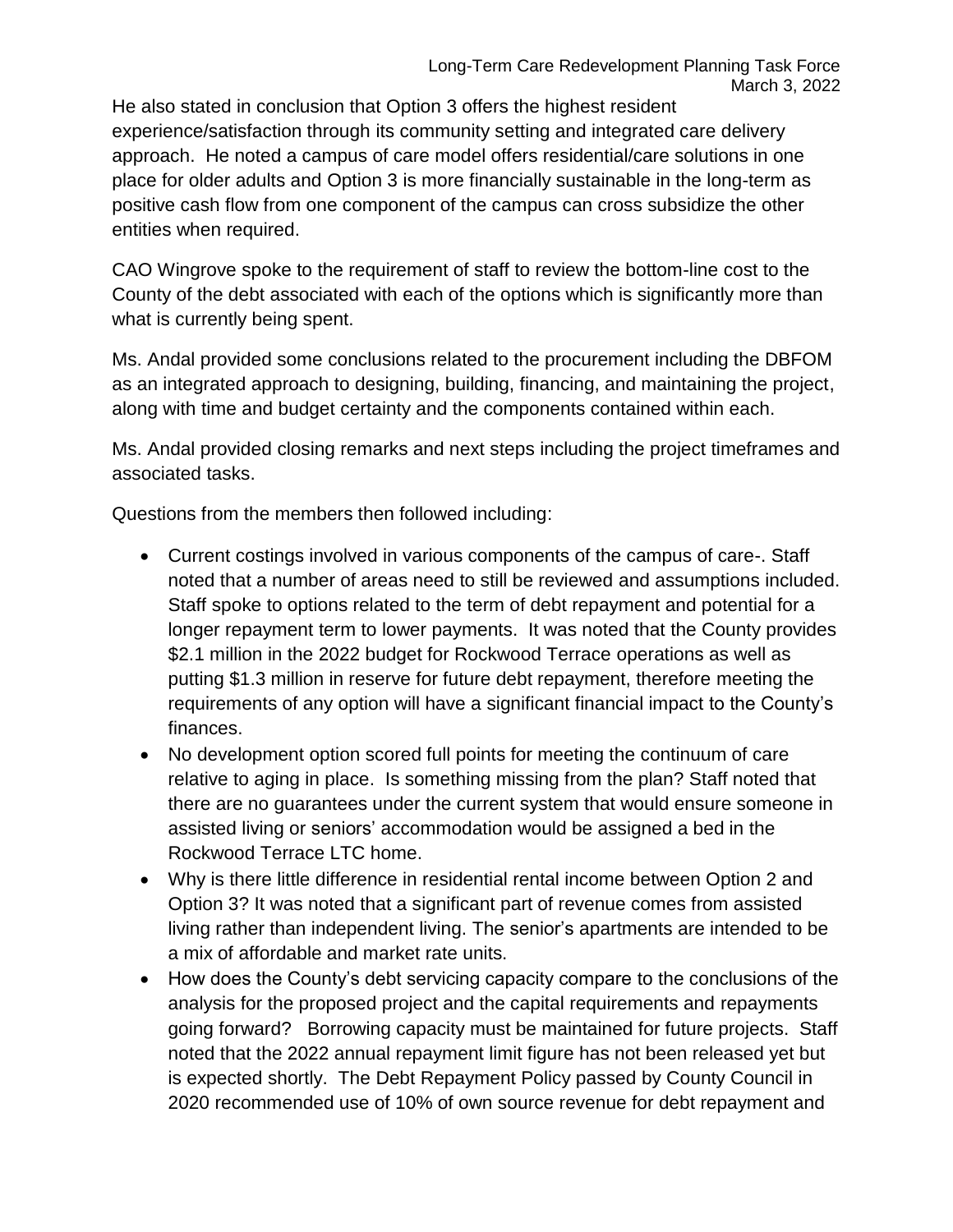He also stated in conclusion that Option 3 offers the highest resident experience/satisfaction through its community setting and integrated care delivery approach. He noted a campus of care model offers residential/care solutions in one place for older adults and Option 3 is more financially sustainable in the long-term as positive cash flow from one component of the campus can cross subsidize the other entities when required.

CAO Wingrove spoke to the requirement of staff to review the bottom-line cost to the County of the debt associated with each of the options which is significantly more than what is currently being spent.

Ms. Andal provided some conclusions related to the procurement including the DBFOM as an integrated approach to designing, building, financing, and maintaining the project, along with time and budget certainty and the components contained within each.

Ms. Andal provided closing remarks and next steps including the project timeframes and associated tasks.

Questions from the members then followed including:

- Current costings involved in various components of the campus of care-. Staff noted that a number of areas need to still be reviewed and assumptions included. Staff spoke to options related to the term of debt repayment and potential for a longer repayment term to lower payments. It was noted that the County provides $2.1 million in the 2022 budget for Rockwood Terrace operations as well as putting $1.3 million in reserve for future debt repayment, therefore meeting the requirements of any option will have a significant financial impact to the County's finances.
- No development option scored full points for meeting the continuum of care relative to aging in place. Is something missing from the plan? Staff noted that there are no guarantees under the current system that would ensure someone in assisted living or seniors' accommodation would be assigned a bed in the Rockwood Terrace LTC home.
- Why is there little difference in residential rental income between Option 2 and Option 3? It was noted that a significant part of revenue comes from assisted living rather than independent living. The senior's apartments are intended to be a mix of affordable and market rate units.
- How does the County's debt servicing capacity compare to the conclusions of the analysis for the proposed project and the capital requirements and repayments going forward? Borrowing capacity must be maintained for future projects. Staff noted that the 2022 annual repayment limit figure has not been released yet but is expected shortly. The Debt Repayment Policy passed by County Council in 2020 recommended use of 10% of own source revenue for debt repayment and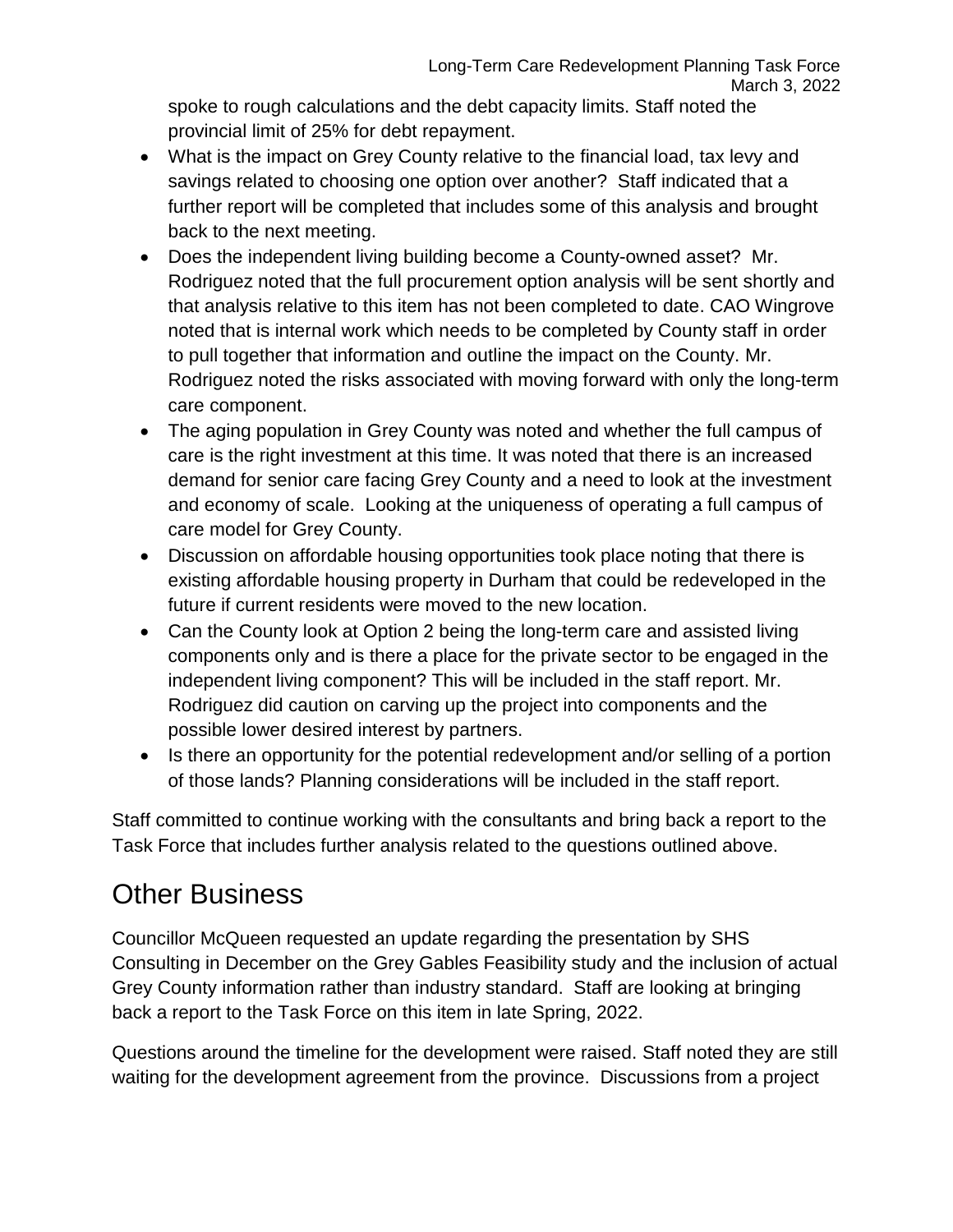spoke to rough calculations and the debt capacity limits. Staff noted the provincial limit of 25% for debt repayment.

- What is the impact on Grey County relative to the financial load, tax levy and savings related to choosing one option over another? Staff indicated that a further report will be completed that includes some of this analysis and brought back to the next meeting.
- Does the independent living building become a County-owned asset? Mr. Rodriguez noted that the full procurement option analysis will be sent shortly and that analysis relative to this item has not been completed to date. CAO Wingrove noted that is internal work which needs to be completed by County staff in order to pull together that information and outline the impact on the County. Mr. Rodriguez noted the risks associated with moving forward with only the long-term care component.
- The aging population in Grey County was noted and whether the full campus of care is the right investment at this time. It was noted that there is an increased demand for senior care facing Grey County and a need to look at the investment and economy of scale. Looking at the uniqueness of operating a full campus of care model for Grey County.
- Discussion on affordable housing opportunities took place noting that there is existing affordable housing property in Durham that could be redeveloped in the future if current residents were moved to the new location.
- Can the County look at Option 2 being the long-term care and assisted living components only and is there a place for the private sector to be engaged in the independent living component? This will be included in the staff report. Mr. Rodriguez did caution on carving up the project into components and the possible lower desired interest by partners.
- Is there an opportunity for the potential redevelopment and/or selling of a portion of those lands? Planning considerations will be included in the staff report.

Staff committed to continue working with the consultants and bring back a report to the Task Force that includes further analysis related to the questions outlined above.

## Other Business

Councillor McQueen requested an update regarding the presentation by SHS Consulting in December on the Grey Gables Feasibility study and the inclusion of actual Grey County information rather than industry standard. Staff are looking at bringing back a report to the Task Force on this item in late Spring, 2022.

Questions around the timeline for the development were raised. Staff noted they are still waiting for the development agreement from the province. Discussions from a project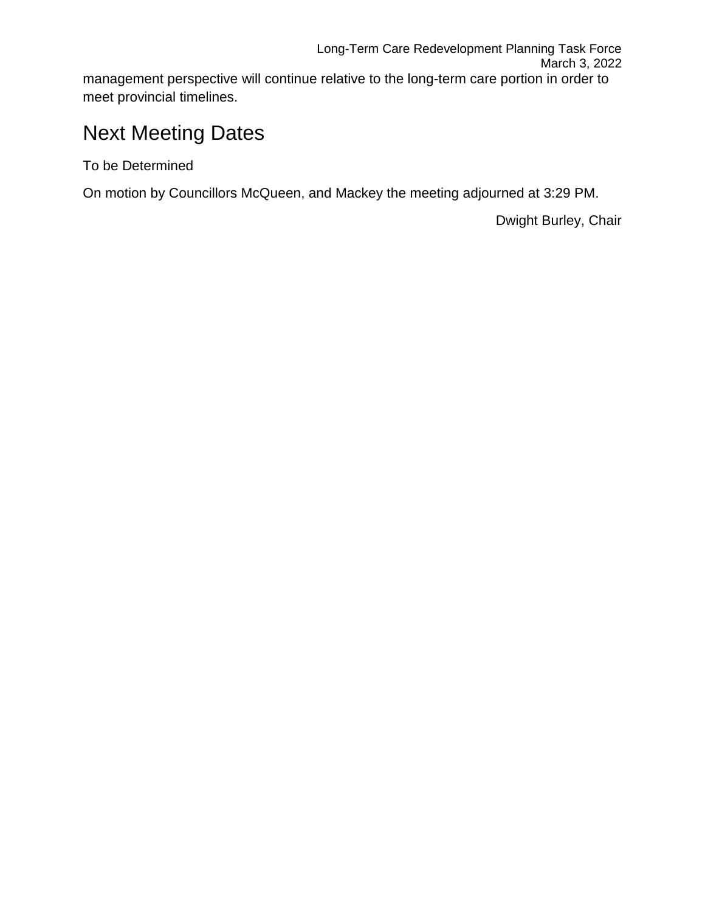management perspective will continue relative to the long-term care portion in order to meet provincial timelines.

## Next Meeting Dates

To be Determined

On motion by Councillors McQueen, and Mackey the meeting adjourned at 3:29 PM.

Dwight Burley, Chair